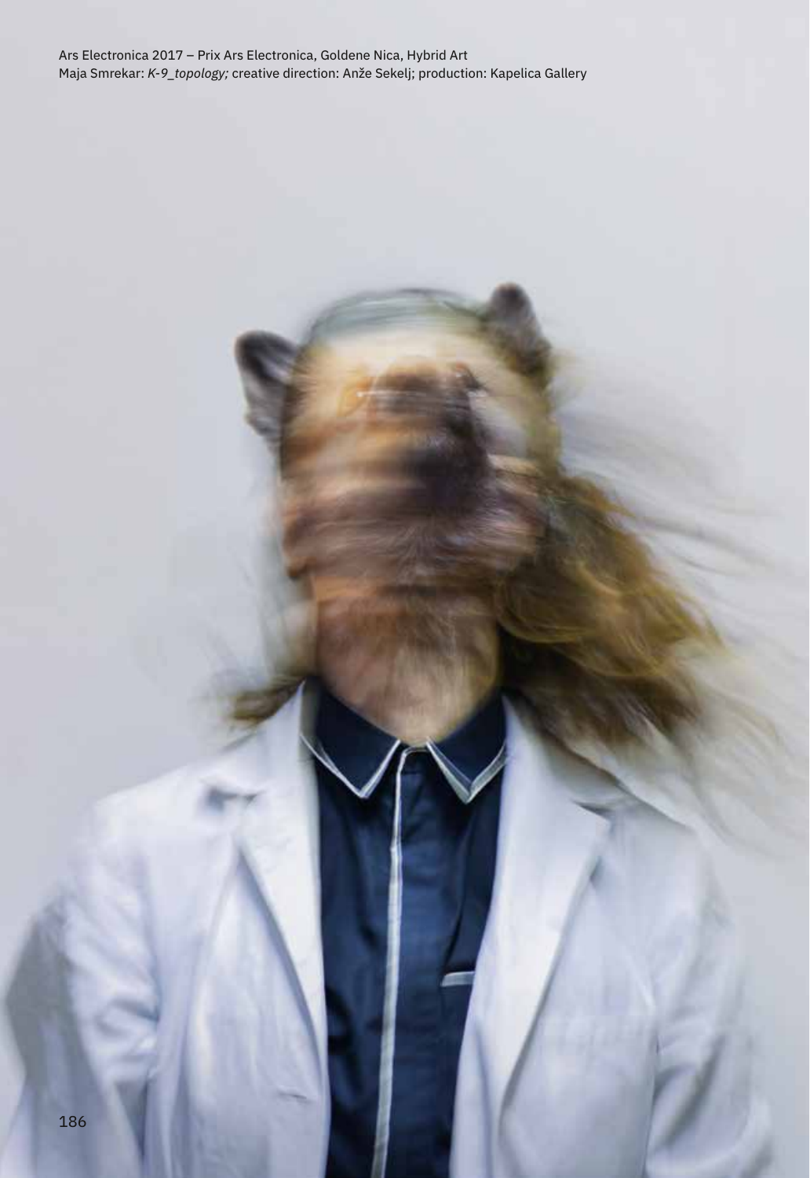Ars Electronica 2017 – Prix Ars Electronica, Goldene Nica, Hybrid Art
Maja Smrekar: *K-9_topology;* creative direction: Anže Sekelj; production: Kapelica Gallery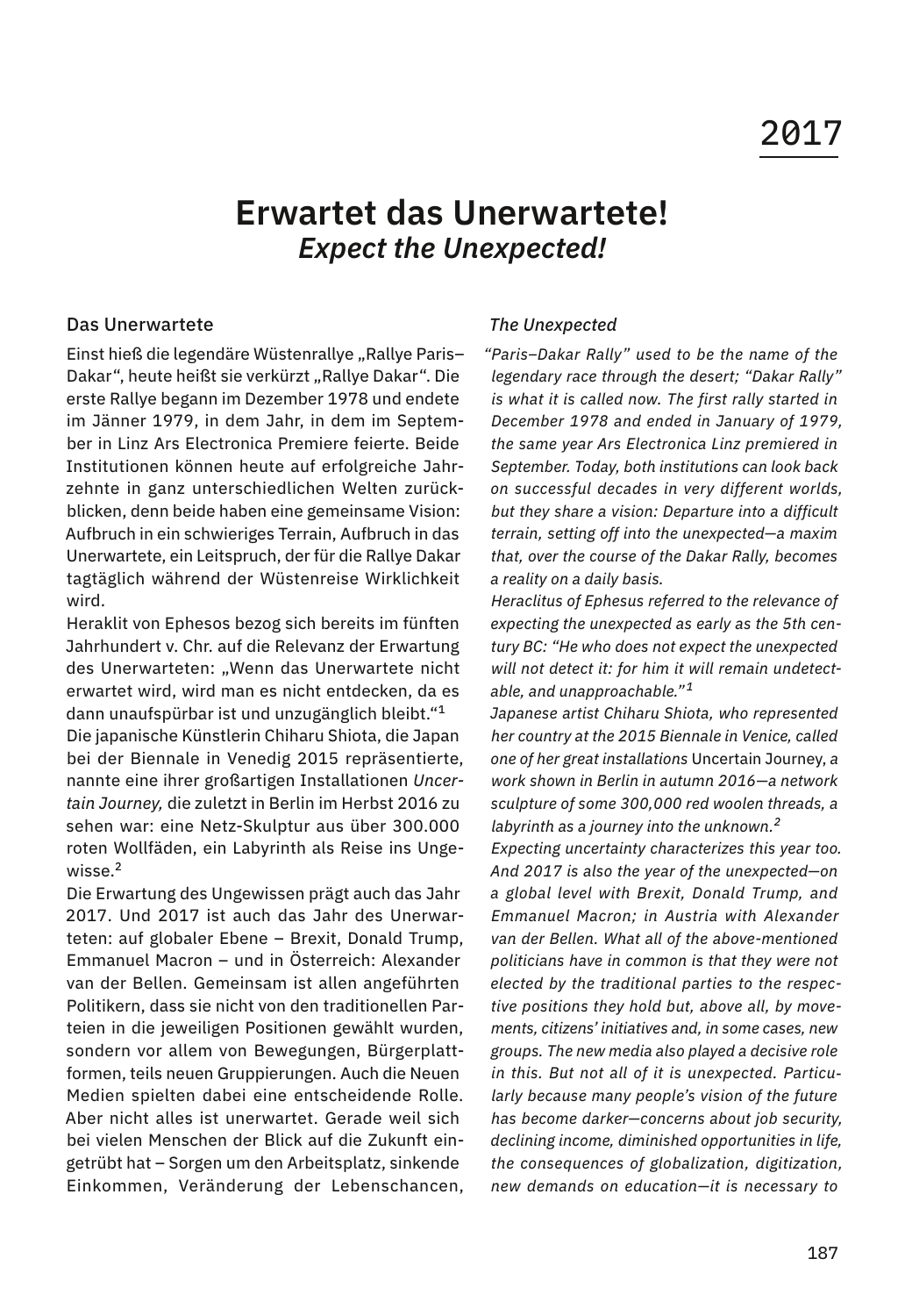# 2017

## Erwartet das Unerwartete!
### *Expect the Unexpected!*

#### Das Unerwartete

Einst hieß die legendäre Wüstenrallye „Rallye Paris–Dakar“, heute heißt sie verkürzt „Rallye Dakar“. Die erste Rallye begann im Dezember 1978 und endete im Jänner 1979, in dem Jahr, in dem im September in Linz Ars Electronica Premiere feierte. Beide Institutionen können heute auf erfolgreiche Jahrzehnte in ganz unterschiedlichen Welten zurückblicken, denn beide haben eine gemeinsame Vision: Aufbruch in ein schwieriges Terrain, Aufbruch in das Unerwartete, ein Leitspruch, der für die Rallye Dakar tagtäglich während der Wüstenreise Wirklichkeit wird.

Heraklit von Ephesos bezog sich bereits im fünften Jahrhundert v. Chr. auf die Relevanz der Erwartung des Unerwarteten: „Wenn das Unerwartete nicht erwartet wird, wird man es nicht entdecken, da es dann unaufspürbar ist und unzugänglich bleibt.“[1]

Die japanische Künstlerin Chiharu Shiota, die Japan bei der Biennale in Venedig 2015 repräsentierte, nannte eine ihrer großartigen Installationen *Uncertain Journey,* die zuletzt in Berlin im Herbst 2016 zu sehen war: eine Netz-Skulptur aus über 300.000 roten Wollfäden, ein Labyrinth als Reise ins Ungewisse.[2]

Die Erwartung des Ungewissen prägt auch das Jahr 2017. Und 2017 ist auch das Jahr des Unerwarteten: auf globaler Ebene – Brexit, Donald Trump, Emmanuel Macron – und in Österreich: Alexander van der Bellen. Gemeinsam ist allen angeführten Politikern, dass sie nicht von den traditionellen Parteien in die jeweiligen Positionen gewählt wurden, sondern vor allem von Bewegungen, Bürgerplattformen, teils neuen Gruppierungen. Auch die Neuen Medien spielten dabei eine entscheidende Rolle. Aber nicht alles ist unerwartet. Gerade weil sich bei vielen Menschen der Blick auf die Zukunft eingetrübt hat – Sorgen um den Arbeitsplatz, sinkende Einkommen, Veränderung der Lebenschancen,

#### *The Unexpected*

*“Paris–Dakar Rally” used to be the name of the legendary race through the desert; “Dakar Rally” is what it is called now. The first rally started in December 1978 and ended in January of 1979, the same year Ars Electronica Linz premiered in September. Today, both institutions can look back on successful decades in very different worlds, but they share a vision: Departure into a difficult terrain, setting off into the unexpected—a maxim that, over the course of the Dakar Rally, becomes a reality on a daily basis.*

*Heraclitus of Ephesus referred to the relevance of expecting the unexpected as early as the 5th century BC: “He who does not expect the unexpected will not detect it: for him it will remain undetectable, and unapproachable.”[1]*

*Japanese artist Chiharu Shiota, who represented her country at the 2015 Biennale in Venice, called one of her great installations* Uncertain Journey, *a work shown in Berlin in autumn 2016—a network sculpture of some 300,000 red woolen threads, a labyrinth as a journey into the unknown.[2]*

*Expecting uncertainty characterizes this year too. And 2017 is also the year of the unexpected—on a global level with Brexit, Donald Trump, and Emmanuel Macron; in Austria with Alexander van der Bellen. What all of the above-mentioned politicians have in common is that they were not elected by the traditional parties to the respective positions they hold but, above all, by movements, citizens’ initiatives and, in some cases, new groups. The new media also played a decisive role in this. But not all of it is unexpected. Particularly because many people’s vision of the future has become darker—concerns about job security, declining income, diminished opportunities in life, the consequences of globalization, digitization, new demands on education—it is necessary to*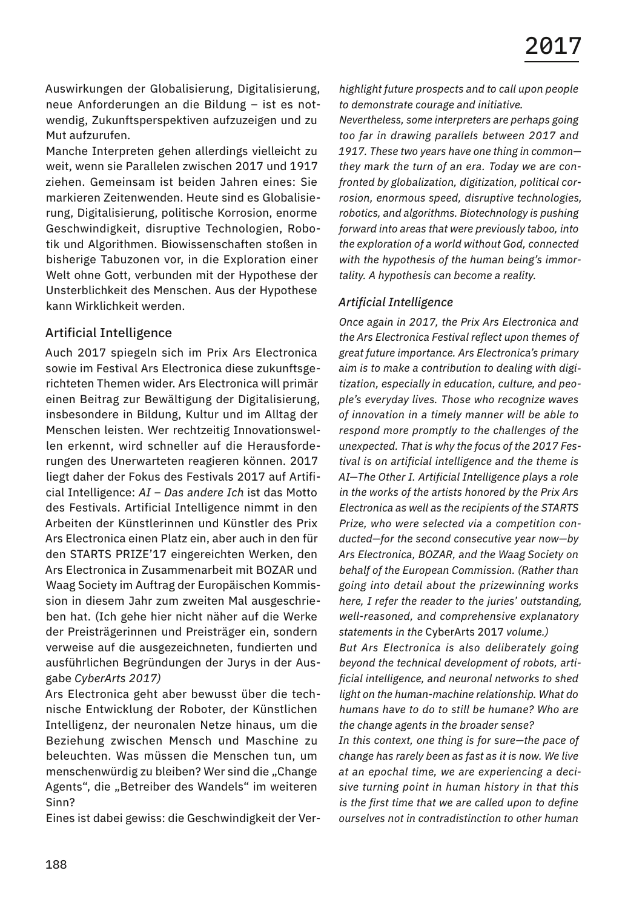Auswirkungen der Globalisierung, Digitalisierung, neue Anforderungen an die Bildung – ist es notwendig, Zukunftsperspektiven aufzuzeigen und zu Mut aufzurufen.

Manche Interpreten gehen allerdings vielleicht zu weit, wenn sie Parallelen zwischen 2017 und 1917 ziehen. Gemeinsam ist beiden Jahren eines: Sie markieren Zeitenwenden. Heute sind es Globalisierung, Digitalisierung, politische Korrosion, enorme Geschwindigkeit, disruptive Technologien, Robotik und Algorithmen. Biowissenschaften stoßen in bisherige Tabuzonen vor, in die Exploration einer Welt ohne Gott, verbunden mit der Hypothese der Unsterblichkeit des Menschen. Aus der Hypothese kann Wirklichkeit werden.

## Artificial Intelligence

Auch 2017 spiegeln sich im Prix Ars Electronica sowie im Festival Ars Electronica diese zukunftsgerichteten Themen wider. Ars Electronica will primär einen Beitrag zur Bewältigung der Digitalisierung, insbesondere in Bildung, Kultur und im Alltag der Menschen leisten. Wer rechtzeitig Innovationswellen erkennt, wird schneller auf die Herausforderungen des Unerwarteten reagieren können. 2017 liegt daher der Fokus des Festivals 2017 auf Artificial Intelligence: *AI – Das andere Ich* ist das Motto des Festivals. Artificial Intelligence nimmt in den Arbeiten der Künstlerinnen und Künstler des Prix Ars Electronica einen Platz ein, aber auch in den für den STARTS PRIZE'17 eingereichten Werken, den Ars Electronica in Zusammenarbeit mit BOZAR und Waag Society im Auftrag der Europäischen Kommission in diesem Jahr zum zweiten Mal ausgeschrieben hat. (Ich gehe hier nicht näher auf die Werke der Preisträgerinnen und Preisträger ein, sondern verweise auf die ausgezeichneten, fundierten und ausführlichen Begründungen der Jurys in der Ausgabe *CyberArts 2017)*

Ars Electronica geht aber bewusst über die technische Entwicklung der Roboter, der Künstlichen Intelligenz, der neuronalen Netze hinaus, um die Beziehung zwischen Mensch und Maschine zu beleuchten. Was müssen die Menschen tun, um menschenwürdig zu bleiben? Wer sind die „Change Agents", die „Betreiber des Wandels" im weiteren Sinn?

Eines ist dabei gewiss: die Geschwindigkeit der Ver-

*highlight future prospects and to call upon people to demonstrate courage and initiative.*

*Nevertheless, some interpreters are perhaps going too far in drawing parallels between 2017 and 1917. These two years have one thing in common—they mark the turn of an era. Today we are confronted by globalization, digitization, political corrosion, enormous speed, disruptive technologies, robotics, and algorithms. Biotechnology is pushing forward into areas that were previously taboo, into the exploration of a world without God, connected with the hypothesis of the human being's immortality. A hypothesis can become a reality.*

## *Artificial Intelligence*

*Once again in 2017, the Prix Ars Electronica and the Ars Electronica Festival reflect upon themes of great future importance. Ars Electronica's primary aim is to make a contribution to dealing with digitization, especially in education, culture, and people's everyday lives. Those who recognize waves of innovation in a timely manner will be able to respond more promptly to the challenges of the unexpected. That is why the focus of the 2017 Festival is on artificial intelligence and the theme is AI—The Other I. Artificial Intelligence plays a role in the works of the artists honored by the Prix Ars Electronica as well as the recipients of the STARTS Prize, who were selected via a competition conducted—for the second consecutive year now—by Ars Electronica, BOZAR, and the Waag Society on behalf of the European Commission. (Rather than going into detail about the prizewinning works here, I refer the reader to the juries' outstanding, well-reasoned, and comprehensive explanatory statements in the* CyberArts 2017 *volume.)*

*But Ars Electronica is also deliberately going beyond the technical development of robots, artificial intelligence, and neuronal networks to shed light on the human-machine relationship. What do humans have to do to still be humane? Who are the change agents in the broader sense?*

*In this context, one thing is for sure—the pace of change has rarely been as fast as it is now. We live at an epochal time, we are experiencing a decisive turning point in human history in that this is the first time that we are called upon to define ourselves not in contradistinction to other human*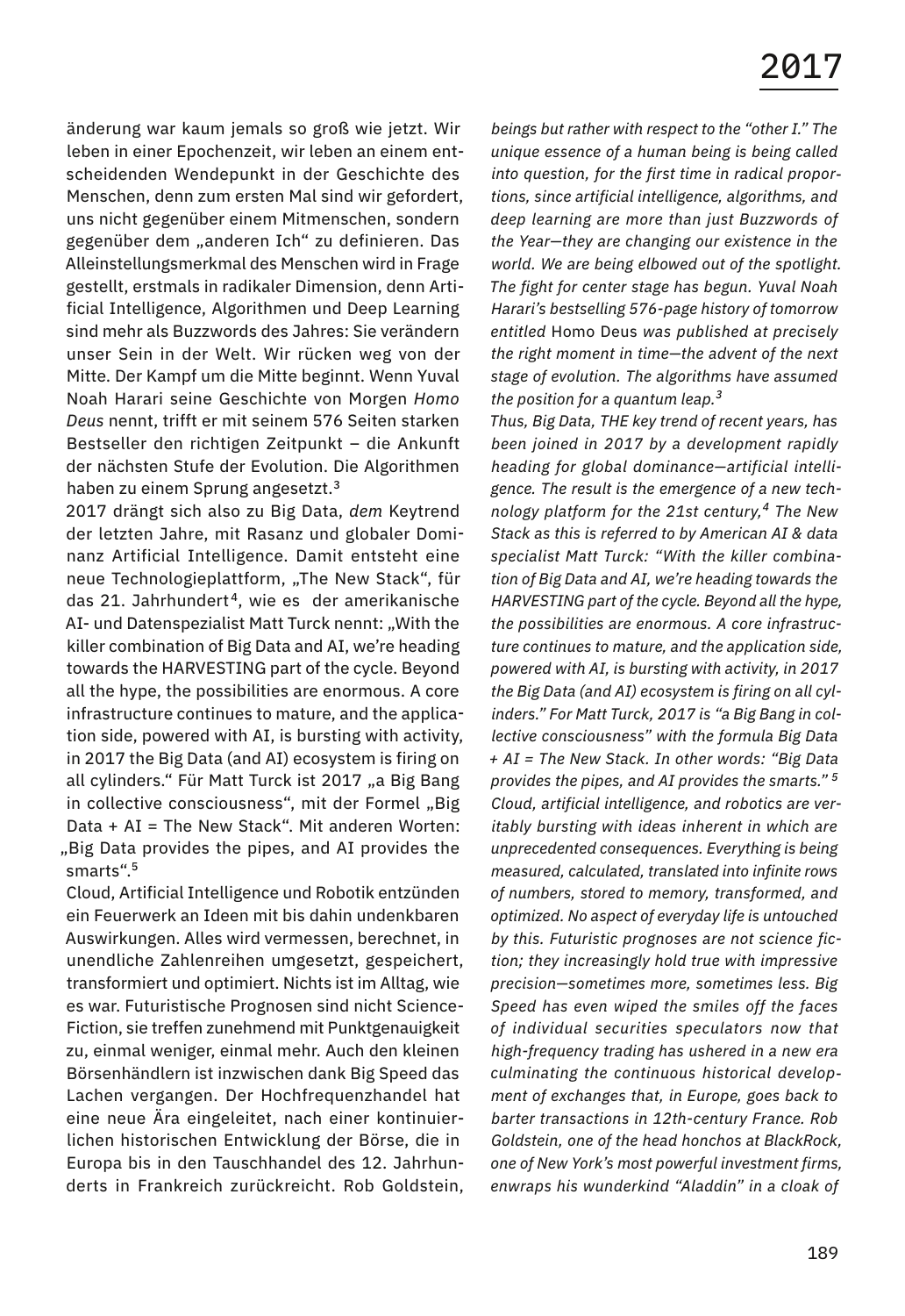änderung war kaum jemals so groß wie jetzt. Wir leben in einer Epochenzeit, wir leben an einem entscheidenden Wendepunkt in der Geschichte des Menschen, denn zum ersten Mal sind wir gefordert, uns nicht gegenüber einem Mitmenschen, sondern gegenüber dem „anderen Ich" zu definieren. Das Alleinstellungsmerkmal des Menschen wird in Frage gestellt, erstmals in radikaler Dimension, denn Artificial Intelligence, Algorithmen und Deep Learning sind mehr als Buzzwords des Jahres: Sie verändern unser Sein in der Welt. Wir rücken weg von der Mitte. Der Kampf um die Mitte beginnt. Wenn Yuval Noah Harari seine Geschichte von Morgen *Homo Deus* nennt, trifft er mit seinem 576 Seiten starken Bestseller den richtigen Zeitpunkt – die Ankunft der nächsten Stufe der Evolution. Die Algorithmen haben zu einem Sprung angesetzt.[3]

2017 drängt sich also zu Big Data, *dem* Keytrend der letzten Jahre, mit Rasanz und globaler Dominanz Artificial Intelligence. Damit entsteht eine neue Technologieplattform, „The New Stack", für das 21. Jahrhundert[4], wie es der amerikanische AI- und Datenspezialist Matt Turck nennt: „With the killer combination of Big Data and AI, we're heading towards the HARVESTING part of the cycle. Beyond all the hype, the possibilities are enormous. A core infrastructure continues to mature, and the application side, powered with AI, is bursting with activity, in 2017 the Big Data (and AI) ecosystem is firing on all cylinders." Für Matt Turck ist 2017 „a Big Bang in collective consciousness", mit der Formel „Big Data + AI = The New Stack". Mit anderen Worten: „Big Data provides the pipes, and AI provides the smarts".[5]

Cloud, Artificial Intelligence und Robotik entzünden ein Feuerwerk an Ideen mit bis dahin undenkbaren Auswirkungen. Alles wird vermessen, berechnet, in unendliche Zahlenreihen umgesetzt, gespeichert, transformiert und optimiert. Nichts ist im Alltag, wie es war. Futuristische Prognosen sind nicht Science-Fiction, sie treffen zunehmend mit Punktgenauigkeit zu, einmal weniger, einmal mehr. Auch den kleinen Börsenhändlern ist inzwischen dank Big Speed das Lachen vergangen. Der Hochfrequenzhandel hat eine neue Ära eingeleitet, nach einer kontinuierlichen historischen Entwicklung der Börse, die in Europa bis in den Tauschhandel des 12. Jahrhunderts in Frankreich zurückreicht. Rob Goldstein,

*beings but rather with respect to the "other I." The unique essence of a human being is being called into question, for the first time in radical proportions, since artificial intelligence, algorithms, and deep learning are more than just Buzzwords of the Year—they are changing our existence in the world. We are being elbowed out of the spotlight. The fight for center stage has begun. Yuval Noah Harari's bestselling 576-page history of tomorrow entitled* Homo Deus *was published at precisely the right moment in time—the advent of the next stage of evolution. The algorithms have assumed the position for a quantum leap.*[3]

*Thus, Big Data, THE key trend of recent years, has been joined in 2017 by a development rapidly heading for global dominance—artificial intelligence. The result is the emergence of a new technology platform for the 21st century,*[4] *The New Stack as this is referred to by American AI & data specialist Matt Turck: "With the killer combination of Big Data and AI, we're heading towards the HARVESTING part of the cycle. Beyond all the hype, the possibilities are enormous. A core infrastructure continues to mature, and the application side, powered with AI, is bursting with activity, in 2017 the Big Data (and AI) ecosystem is firing on all cylinders." For Matt Turck, 2017 is "a Big Bang in collective consciousness" with the formula Big Data + AI = The New Stack. In other words: "Big Data provides the pipes, and AI provides the smarts."*[5]

*Cloud, artificial intelligence, and robotics are veritably bursting with ideas inherent in which are unprecedented consequences. Everything is being measured, calculated, translated into infinite rows of numbers, stored to memory, transformed, and optimized. No aspect of everyday life is untouched by this. Futuristic prognoses are not science fiction; they increasingly hold true with impressive precision—sometimes more, sometimes less. Big Speed has even wiped the smiles off the faces of individual securities speculators now that high-frequency trading has ushered in a new era culminating the continuous historical development of exchanges that, in Europe, goes back to barter transactions in 12th-century France. Rob Goldstein, one of the head honchos at BlackRock, one of New York's most powerful investment firms, enwraps his wunderkind "Aladdin" in a cloak of*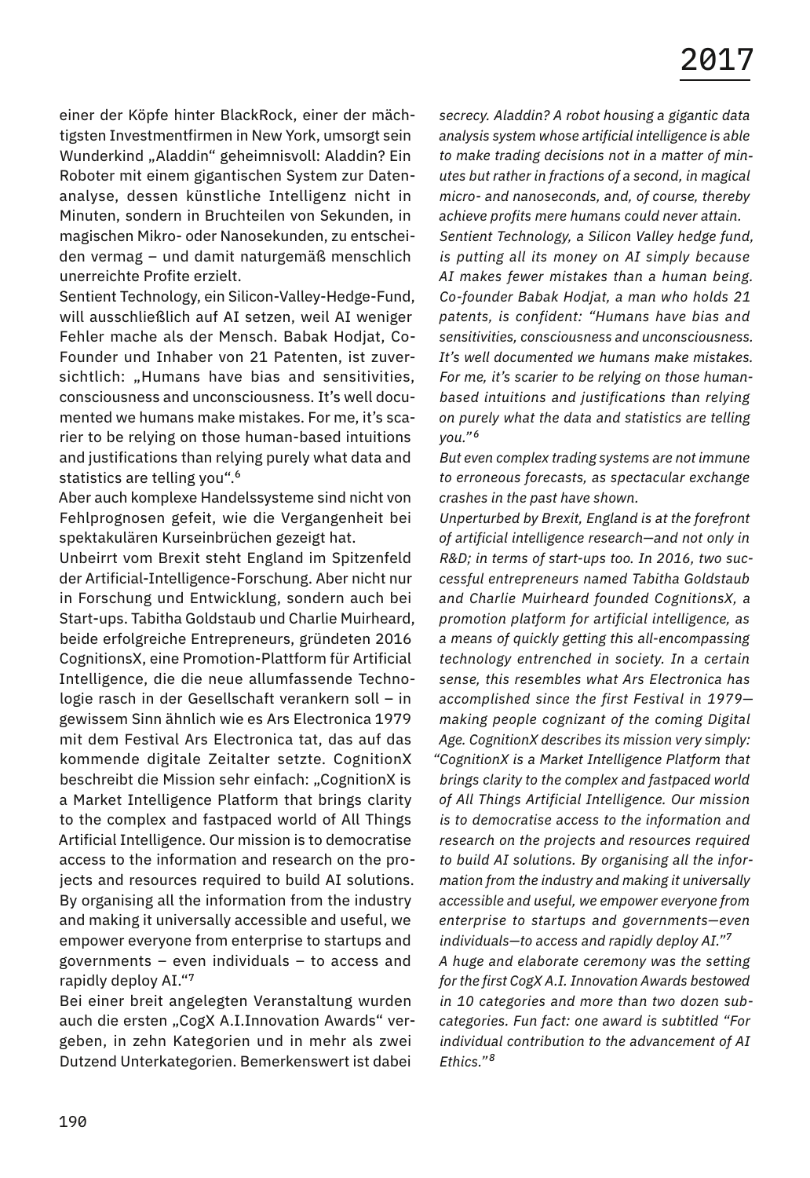einer der Köpfe hinter BlackRock, einer der mächtigsten Investmentfirmen in New York, umsorgt sein Wunderkind „Aladdin" geheimnisvoll: Aladdin? Ein Roboter mit einem gigantischen System zur Datenanalyse, dessen künstliche Intelligenz nicht in Minuten, sondern in Bruchteilen von Sekunden, in magischen Mikro- oder Nanosekunden, zu entscheiden vermag – und damit naturgemäß menschlich unerreichte Profite erzielt.

Sentient Technology, ein Silicon-Valley-Hedge-Fund, will ausschließlich auf AI setzen, weil AI weniger Fehler mache als der Mensch. Babak Hodjat, Co-Founder und Inhaber von 21 Patenten, ist zuversichtlich: „Humans have bias and sensitivities, consciousness and unconsciousness. It's well documented we humans make mistakes. For me, it's scarier to be relying on those human-based intuitions and justifications than relying purely what data and statistics are telling you".[6]

Aber auch komplexe Handelssysteme sind nicht von Fehlprognosen gefeit, wie die Vergangenheit bei spektakulären Kurseinbrüchen gezeigt hat.

Unbeirrt vom Brexit steht England im Spitzenfeld der Artificial-Intelligence-Forschung. Aber nicht nur in Forschung und Entwicklung, sondern auch bei Start-ups. Tabitha Goldstaub und Charlie Muirheard, beide erfolgreiche Entrepreneurs, gründeten 2016 CognitionsX, eine Promotion-Plattform für Artificial Intelligence, die die neue allumfassende Technologie rasch in der Gesellschaft verankern soll – in gewissem Sinn ähnlich wie es Ars Electronica 1979 mit dem Festival Ars Electronica tat, das auf das kommende digitale Zeitalter setzte. CognitionX beschreibt die Mission sehr einfach: „CognitionX is a Market Intelligence Platform that brings clarity to the complex and fastpaced world of All Things Artificial Intelligence. Our mission is to democratise access to the information and research on the projects and resources required to build AI solutions. By organising all the information from the industry and making it universally accessible and useful, we empower everyone from enterprise to startups and governments – even individuals – to access and rapidly deploy AI."[7]

Bei einer breit angelegten Veranstaltung wurden auch die ersten „CogX A.I.Innovation Awards" vergeben, in zehn Kategorien und in mehr als zwei Dutzend Unterkategorien. Bemerkenswert ist dabei

*secrecy. Aladdin? A robot housing a gigantic data analysis system whose artificial intelligence is able to make trading decisions not in a matter of minutes but rather in fractions of a second, in magical micro- and nanoseconds, and, of course, thereby achieve profits mere humans could never attain.*

*Sentient Technology, a Silicon Valley hedge fund, is putting all its money on AI simply because AI makes fewer mistakes than a human being. Co-founder Babak Hodjat, a man who holds 21 patents, is confident: "Humans have bias and sensitivities, consciousness and unconsciousness. It's well documented we humans make mistakes. For me, it's scarier to be relying on those human-based intuitions and justifications than relying on purely what the data and statistics are telling you."[6]*

*But even complex trading systems are not immune to erroneous forecasts, as spectacular exchange crashes in the past have shown.*

*Unperturbed by Brexit, England is at the forefront of artificial intelligence research—and not only in R&D; in terms of start-ups too. In 2016, two successful entrepreneurs named Tabitha Goldstaub and Charlie Muirheard founded CognitionsX, a promotion platform for artificial intelligence, as a means of quickly getting this all-encompassing technology entrenched in society. In a certain sense, this resembles what Ars Electronica has accomplished since the first Festival in 1979—making people cognizant of the coming Digital Age. CognitionX describes its mission very simply: "CognitionX is a Market Intelligence Platform that brings clarity to the complex and fastpaced world of All Things Artificial Intelligence. Our mission is to democratise access to the information and research on the projects and resources required to build AI solutions. By organising all the information from the industry and making it universally accessible and useful, we empower everyone from enterprise to startups and governments—even individuals—to access and rapidly deploy AI."[7]*

*A huge and elaborate ceremony was the setting for the first CogX A.I. Innovation Awards bestowed in 10 categories and more than two dozen subcategories. Fun fact: one award is subtitled "For individual contribution to the advancement of AI Ethics."[8]*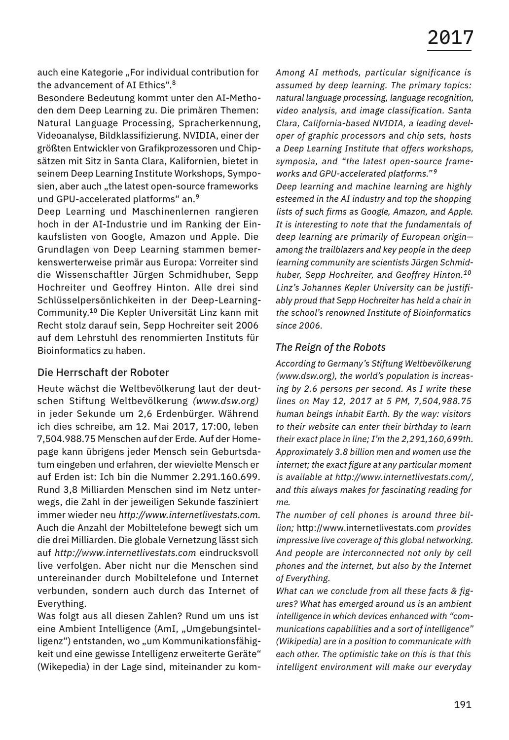auch eine Kategorie „For individual contribution for the advancement of AI Ethics“.[8]

Besondere Bedeutung kommt unter den AI-Methoden dem Deep Learning zu. Die primären Themen: Natural Language Processing, Spracherkennung, Videoanalyse, Bildklassifizierung. NVIDIA, einer der größten Entwickler von Grafikprozessoren und Chipsätzen mit Sitz in Santa Clara, Kalifornien, bietet in seinem Deep Learning Institute Workshops, Symposien, aber auch „the latest open-source frameworks und GPU-accelerated platforms“ an.[9]

Deep Learning und Maschinenlernen rangieren hoch in der AI-Industrie und im Ranking der Einkaufslisten von Google, Amazon und Apple. Die Grundlagen von Deep Learning stammen bemerkenswerterweise primär aus Europa: Vorreiter sind die Wissenschaftler Jürgen Schmidhuber, Sepp Hochreiter und Geoffrey Hinton. Alle drei sind Schlüsselpersönlichkeiten in der Deep-Learning-Community.[10] Die Kepler Universität Linz kann mit Recht stolz darauf sein, Sepp Hochreiter seit 2006 auf dem Lehrstuhl des renommierten Instituts für Bioinformatics zu haben.

## Die Herrschaft der Roboter

Heute wächst die Weltbevölkerung laut der deutschen Stiftung Weltbevölkerung *(www.dsw.org)* in jeder Sekunde um 2,6 Erdenbürger. Während ich dies schreibe, am 12. Mai 2017, 17:00, leben 7.504.988.75 Menschen auf der Erde. Auf der Homepage kann übrigens jeder Mensch sein Geburtsdatum eingeben und erfahren, der wievielte Mensch er auf Erden ist: Ich bin die Nummer 2.291.160.699. Rund 3,8 Milliarden Menschen sind im Netz unterwegs, die Zahl in der jeweiligen Sekunde fasziniert immer wieder neu *http://www.internetlivestats.com.* Auch die Anzahl der Mobiltelefone bewegt sich um die drei Milliarden. Die globale Vernetzung lässt sich auf *http://www.internetlivestats.com* eindrucksvoll live verfolgen. Aber nicht nur die Menschen sind untereinander durch Mobiltelefone und Internet verbunden, sondern auch durch das Internet of Everything.

Was folgt aus all diesen Zahlen? Rund um uns ist eine Ambient Intelligence (AmI, „Umgebungsintelligenz“) entstanden, wo „um Kommunikationsfähigkeit und eine gewisse Intelligenz erweiterte Geräte“ (Wikepedia) in der Lage sind, miteinander zu kom-

*Among AI methods, particular significance is assumed by deep learning. The primary topics: natural language processing, language recognition, video analysis, and image classification. Santa Clara, California-based NVIDIA, a leading developer of graphic processors and chip sets, hosts a Deep Learning Institute that offers workshops, symposia, and “the latest open-source frameworks and GPU-accelerated platforms.”[9]*

*Deep learning and machine learning are highly esteemed in the AI industry and top the shopping lists of such firms as Google, Amazon, and Apple. It is interesting to note that the fundamentals of deep learning are primarily of European origin—among the trailblazers and key people in the deep learning community are scientists Jürgen Schmidhuber, Sepp Hochreiter, and Geoffrey Hinton.[10] Linz's Johannes Kepler University can be justifiably proud that Sepp Hochreiter has held a chair in the school's renowned Institute of Bioinformatics since 2006.*

## *The Reign of the Robots*

*According to Germany's Stiftung Weltbevölkerung (www.dsw.org), the world's population is increasing by 2.6 persons per second. As I write these lines on May 12, 2017 at 5 PM, 7,504,988.75 human beings inhabit Earth. By the way: visitors to their website can enter their birthday to learn their exact place in line; I'm the 2,291,160,699th. Approximately 3.8 billion men and women use the internet; the exact figure at any particular moment is available at http://www.internetlivestats.com/, and this always makes for fascinating reading for me.*

*The number of cell phones is around three billion;* http://www.internetlivestats.com *provides impressive live coverage of this global networking. And people are interconnected not only by cell phones and the internet, but also by the Internet of Everything.*

*What can we conclude from all these facts & figures? What has emerged around us is an ambient intelligence in which devices enhanced with “communications capabilities and a sort of intelligence” (Wikipedia) are in a position to communicate with each other. The optimistic take on this is that this intelligent environment will make our everyday*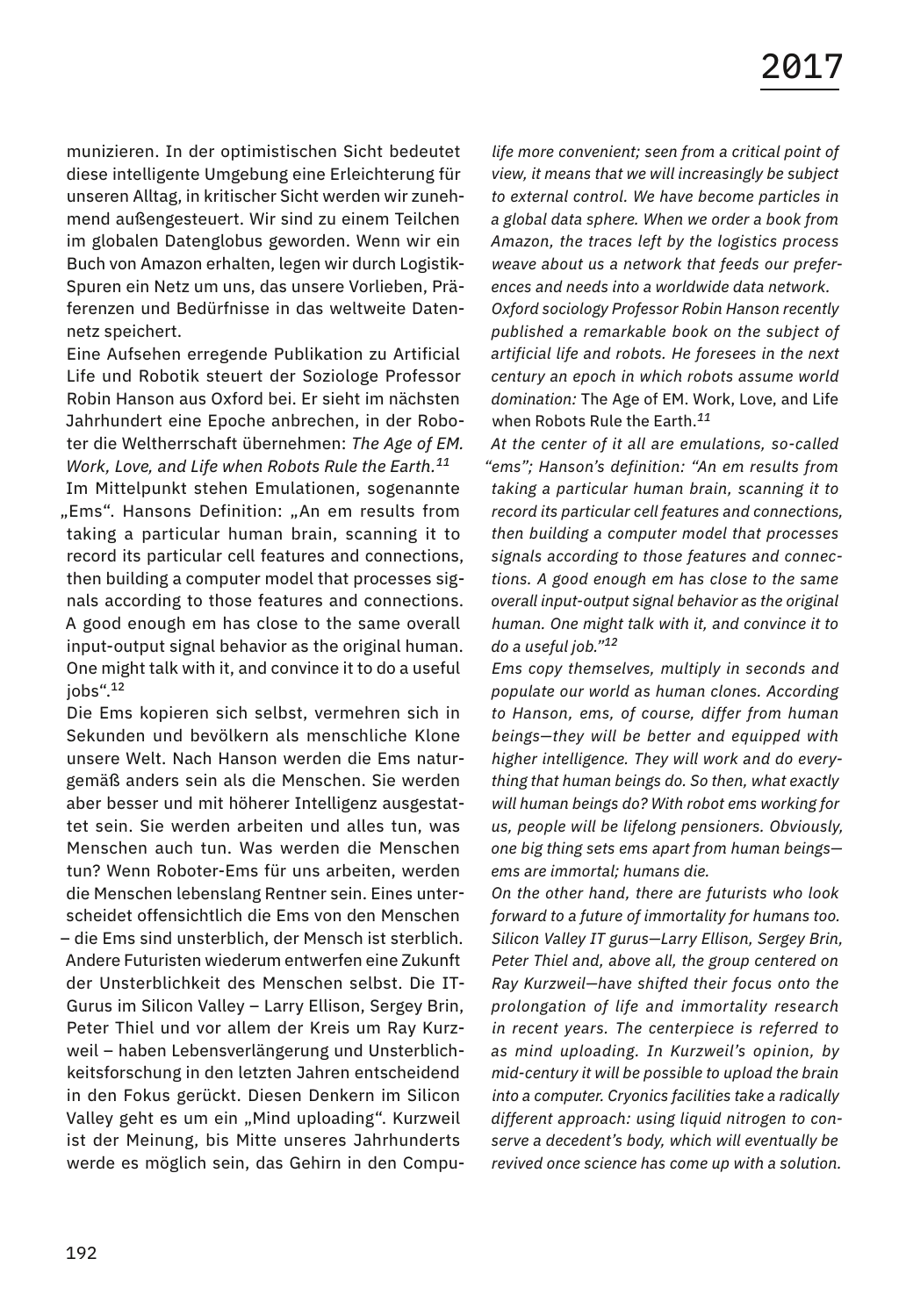munizieren. In der optimistischen Sicht bedeutet diese intelligente Umgebung eine Erleichterung für unseren Alltag, in kritischer Sicht werden wir zunehmend außengesteuert. Wir sind zu einem Teilchen im globalen Datenglobus geworden. Wenn wir ein Buch von Amazon erhalten, legen wir durch Logistik-Spuren ein Netz um uns, das unsere Vorlieben, Präferenzen und Bedürfnisse in das weltweite Datennetz speichert.

Eine Aufsehen erregende Publikation zu Artificial Life und Robotik steuert der Soziologe Professor Robin Hanson aus Oxford bei. Er sieht im nächsten Jahrhundert eine Epoche anbrechen, in der Roboter die Weltherrschaft übernehmen: *The Age of EM. Work, Love, and Life when Robots Rule the Earth.*[11]

Im Mittelpunkt stehen Emulationen, sogenannte „Ems". Hansons Definition: „An em results from taking a particular human brain, scanning it to record its particular cell features and connections, then building a computer model that processes signals according to those features and connections. A good enough em has close to the same overall input-output signal behavior as the original human. One might talk with it, and convince it to do a useful jobs".[12]

Die Ems kopieren sich selbst, vermehren sich in Sekunden und bevölkern als menschliche Klone unsere Welt. Nach Hanson werden die Ems naturgemäß anders sein als die Menschen. Sie werden aber besser und mit höherer Intelligenz ausgestattet sein. Sie werden arbeiten und alles tun, was Menschen auch tun. Was werden die Menschen tun? Wenn Roboter-Ems für uns arbeiten, werden die Menschen lebenslang Rentner sein. Eines unterscheidet offensichtlich die Ems von den Menschen – die Ems sind unsterblich, der Mensch ist sterblich.

Andere Futuristen wiederum entwerfen eine Zukunft der Unsterblichkeit des Menschen selbst. Die IT-Gurus im Silicon Valley – Larry Ellison, Sergey Brin, Peter Thiel und vor allem der Kreis um Ray Kurzweil – haben Lebensverlängerung und Unsterblichkeitsforschung in den letzten Jahren entscheidend in den Fokus gerückt. Diesen Denkern im Silicon Valley geht es um ein „Mind uploading". Kurzweil ist der Meinung, bis Mitte unseres Jahrhunderts werde es möglich sein, das Gehirn in den Compu-

*life more convenient; seen from a critical point of view, it means that we will increasingly be subject to external control. We have become particles in a global data sphere. When we order a book from Amazon, the traces left by the logistics process weave about us a network that feeds our preferences and needs into a worldwide data network.*

*Oxford sociology Professor Robin Hanson recently published a remarkable book on the subject of artificial life and robots. He foresees in the next century an epoch in which robots assume world domination:* The Age of EM. Work, Love, and Life when Robots Rule the Earth.[11]

*At the center of it all are emulations, so-called "ems"; Hanson's definition: "An em results from taking a particular human brain, scanning it to record its particular cell features and connections, then building a computer model that processes signals according to those features and connections. A good enough em has close to the same overall input-output signal behavior as the original human. One might talk with it, and convince it to do a useful job."*[12]

*Ems copy themselves, multiply in seconds and populate our world as human clones. According to Hanson, ems, of course, differ from human beings—they will be better and equipped with higher intelligence. They will work and do everything that human beings do. So then, what exactly will human beings do? With robot ems working for us, people will be lifelong pensioners. Obviously, one big thing sets ems apart from human beings—ems are immortal; humans die.*

*On the other hand, there are futurists who look forward to a future of immortality for humans too. Silicon Valley IT gurus—Larry Ellison, Sergey Brin, Peter Thiel and, above all, the group centered on Ray Kurzweil—have shifted their focus onto the prolongation of life and immortality research in recent years. The centerpiece is referred to as mind uploading. In Kurzweil's opinion, by mid-century it will be possible to upload the brain into a computer. Cryonics facilities take a radically different approach: using liquid nitrogen to conserve a decedent's body, which will eventually be revived once science has come up with a solution.*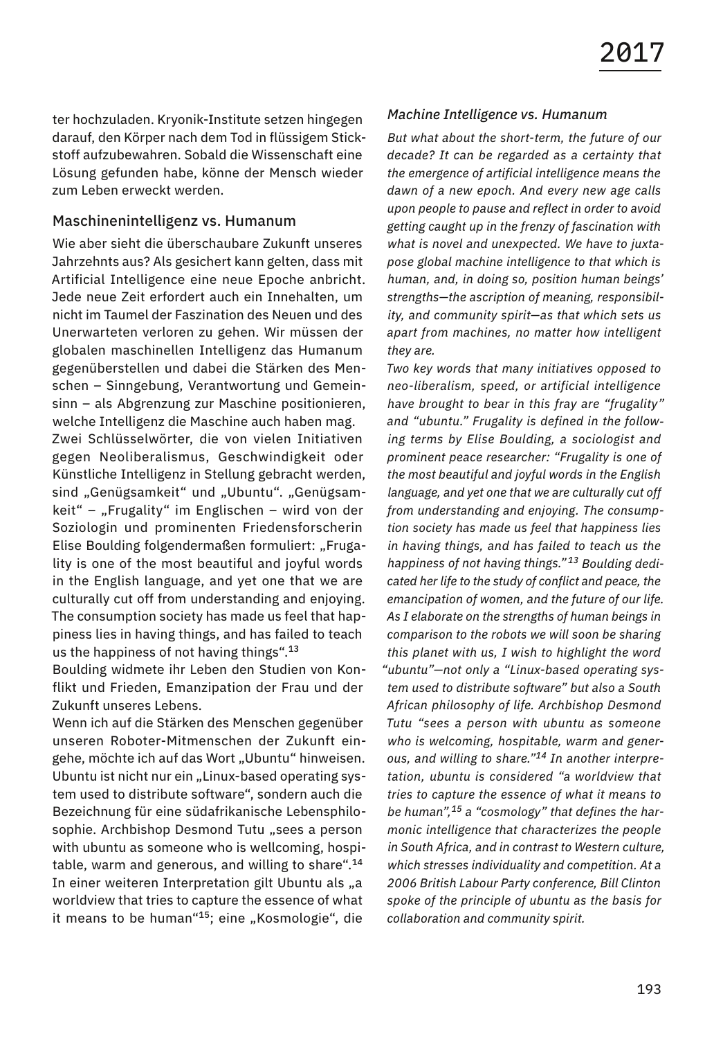ter hochzuladen. Kryonik-Institute setzen hingegen darauf, den Körper nach dem Tod in flüssigem Stickstoff aufzubewahren. Sobald die Wissenschaft eine Lösung gefunden habe, könne der Mensch wieder zum Leben erweckt werden.

## Maschinenintelligenz vs. Humanum

Wie aber sieht die überschaubare Zukunft unseres Jahrzehnts aus? Als gesichert kann gelten, dass mit Artificial Intelligence eine neue Epoche anbricht. Jede neue Zeit erfordert auch ein Innehalten, um nicht im Taumel der Faszination des Neuen und des Unerwarteten verloren zu gehen. Wir müssen der globalen maschinellen Intelligenz das Humanum gegenüberstellen und dabei die Stärken des Menschen – Sinngebung, Verantwortung und Gemeinsinn – als Abgrenzung zur Maschine positionieren, welche Intelligenz die Maschine auch haben mag.

Zwei Schlüsselwörter, die von vielen Initiativen gegen Neoliberalismus, Geschwindigkeit oder Künstliche Intelligenz in Stellung gebracht werden, sind „Genügsamkeit" und „Ubuntu". „Genügsamkeit" – „Frugality" im Englischen – wird von der Soziologin und prominenten Friedensforscherin Elise Boulding folgendermaßen formuliert: „Frugality is one of the most beautiful and joyful words in the English language, and yet one that we are culturally cut off from understanding and enjoying. The consumption society has made us feel that happiness lies in having things, and has failed to teach us the happiness of not having things".[13]

Boulding widmete ihr Leben den Studien von Konflikt und Frieden, Emanzipation der Frau und der Zukunft unseres Lebens.

Wenn ich auf die Stärken des Menschen gegenüber unseren Roboter-Mitmenschen der Zukunft eingehe, möchte ich auf das Wort „Ubuntu" hinweisen. Ubuntu ist nicht nur ein „Linux-based operating system used to distribute software", sondern auch die Bezeichnung für eine südafrikanische Lebensphilosophie. Archbishop Desmond Tutu „sees a person with ubuntu as someone who is wellcoming, hospitable, warm and generous, and willing to share".[14] In einer weiteren Interpretation gilt Ubuntu als „a worldview that tries to capture the essence of what it means to be human"[15]; eine „Kosmologie", die

## *Machine Intelligence vs. Humanum*

*But what about the short-term, the future of our decade? It can be regarded as a certainty that the emergence of artificial intelligence means the dawn of a new epoch. And every new age calls upon people to pause and reflect in order to avoid getting caught up in the frenzy of fascination with what is novel and unexpected. We have to juxtapose global machine intelligence to that which is human, and, in doing so, position human beings' strengths—the ascription of meaning, responsibility, and community spirit—as that which sets us apart from machines, no matter how intelligent they are.*

*Two key words that many initiatives opposed to neo-liberalism, speed, or artificial intelligence have brought to bear in this fray are "frugality" and "ubuntu." Frugality is defined in the following terms by Elise Boulding, a sociologist and prominent peace researcher: "Frugality is one of the most beautiful and joyful words in the English language, and yet one that we are culturally cut off from understanding and enjoying. The consumption society has made us feel that happiness lies in having things, and has failed to teach us the happiness of not having things."[13] Boulding dedicated her life to the study of conflict and peace, the emancipation of women, and the future of our life. As I elaborate on the strengths of human beings in comparison to the robots we will soon be sharing this planet with us, I wish to highlight the word "ubuntu"—not only a "Linux-based operating system used to distribute software" but also a South African philosophy of life. Archbishop Desmond Tutu "sees a person with ubuntu as someone who is welcoming, hospitable, warm and generous, and willing to share."[14] In another interpretation, ubuntu is considered "a worldview that tries to capture the essence of what it means to be human",[15] a "cosmology" that defines the harmonic intelligence that characterizes the people in South Africa, and in contrast to Western culture, which stresses individuality and competition. At a 2006 British Labour Party conference, Bill Clinton spoke of the principle of ubuntu as the basis for collaboration and community spirit.*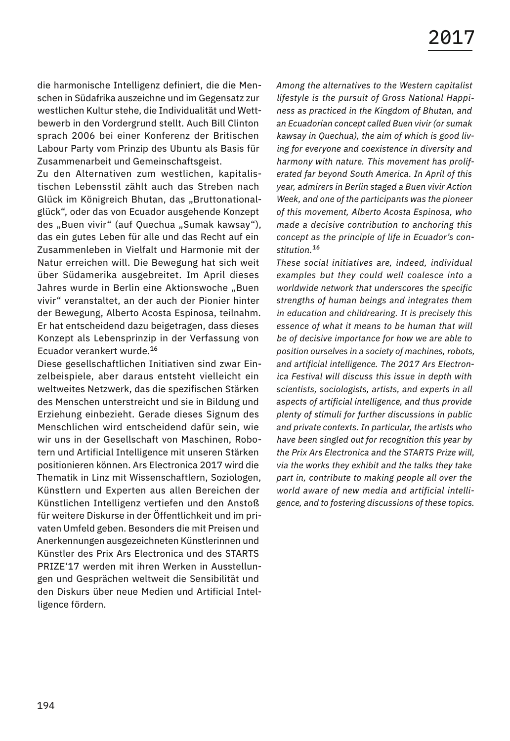die harmonische Intelligenz definiert, die die Menschen in Südafrika auszeichne und im Gegensatz zur westlichen Kultur stehe, die Individualität und Wettbewerb in den Vordergrund stellt. Auch Bill Clinton sprach 2006 bei einer Konferenz der Britischen Labour Party vom Prinzip des Ubuntu als Basis für Zusammenarbeit und Gemeinschaftsgeist.

Zu den Alternativen zum westlichen, kapitalistischen Lebensstil zählt auch das Streben nach Glück im Königreich Bhutan, das „Bruttonationalglück", oder das von Ecuador ausgehende Konzept des „Buen vivir" (auf Quechua „Sumak kawsay"), das ein gutes Leben für alle und das Recht auf ein Zusammenleben in Vielfalt und Harmonie mit der Natur erreichen will. Die Bewegung hat sich weit über Südamerika ausgebreitet. Im April dieses Jahres wurde in Berlin eine Aktionswoche „Buen vivir" veranstaltet, an der auch der Pionier hinter der Bewegung, Alberto Acosta Espinosa, teilnahm. Er hat entscheidend dazu beigetragen, dass dieses Konzept als Lebensprinzip in der Verfassung von Ecuador verankert wurde.[16]

Diese gesellschaftlichen Initiativen sind zwar Einzelbeispiele, aber daraus entsteht vielleicht ein weltweites Netzwerk, das die spezifischen Stärken des Menschen unterstreicht und sie in Bildung und Erziehung einbezieht. Gerade dieses Signum des Menschlichen wird entscheidend dafür sein, wie wir uns in der Gesellschaft von Maschinen, Robotern und Artificial Intelligence mit unseren Stärken positionieren können. Ars Electronica 2017 wird die Thematik in Linz mit Wissenschaftlern, Soziologen, Künstlern und Experten aus allen Bereichen der Künstlichen Intelligenz vertiefen und den Anstoß für weitere Diskurse in der Öffentlichkeit und im privaten Umfeld geben. Besonders die mit Preisen und Anerkennungen ausgezeichneten Künstlerinnen und Künstler des Prix Ars Electronica und des STARTS PRIZE'17 werden mit ihren Werken in Ausstellungen und Gesprächen weltweit die Sensibilität und den Diskurs über neue Medien und Artificial Intelligence fördern.

*Among the alternatives to the Western capitalist lifestyle is the pursuit of Gross National Happiness as practiced in the Kingdom of Bhutan, and an Ecuadorian concept called Buen vivir (or sumak kawsay in Quechua), the aim of which is good living for everyone and coexistence in diversity and harmony with nature. This movement has proliferated far beyond South America. In April of this year, admirers in Berlin staged a Buen vivir Action Week, and one of the participants was the pioneer of this movement, Alberto Acosta Espinosa, who made a decisive contribution to anchoring this concept as the principle of life in Ecuador's constitution.*[16]

*These social initiatives are, indeed, individual examples but they could well coalesce into a worldwide network that underscores the specific strengths of human beings and integrates them in education and childrearing. It is precisely this essence of what it means to be human that will be of decisive importance for how we are able to position ourselves in a society of machines, robots, and artificial intelligence. The 2017 Ars Electronica Festival will discuss this issue in depth with scientists, sociologists, artists, and experts in all aspects of artificial intelligence, and thus provide plenty of stimuli for further discussions in public and private contexts. In particular, the artists who have been singled out for recognition this year by the Prix Ars Electronica and the STARTS Prize will, via the works they exhibit and the talks they take part in, contribute to making people all over the world aware of new media and artificial intelligence, and to fostering discussions of these topics.*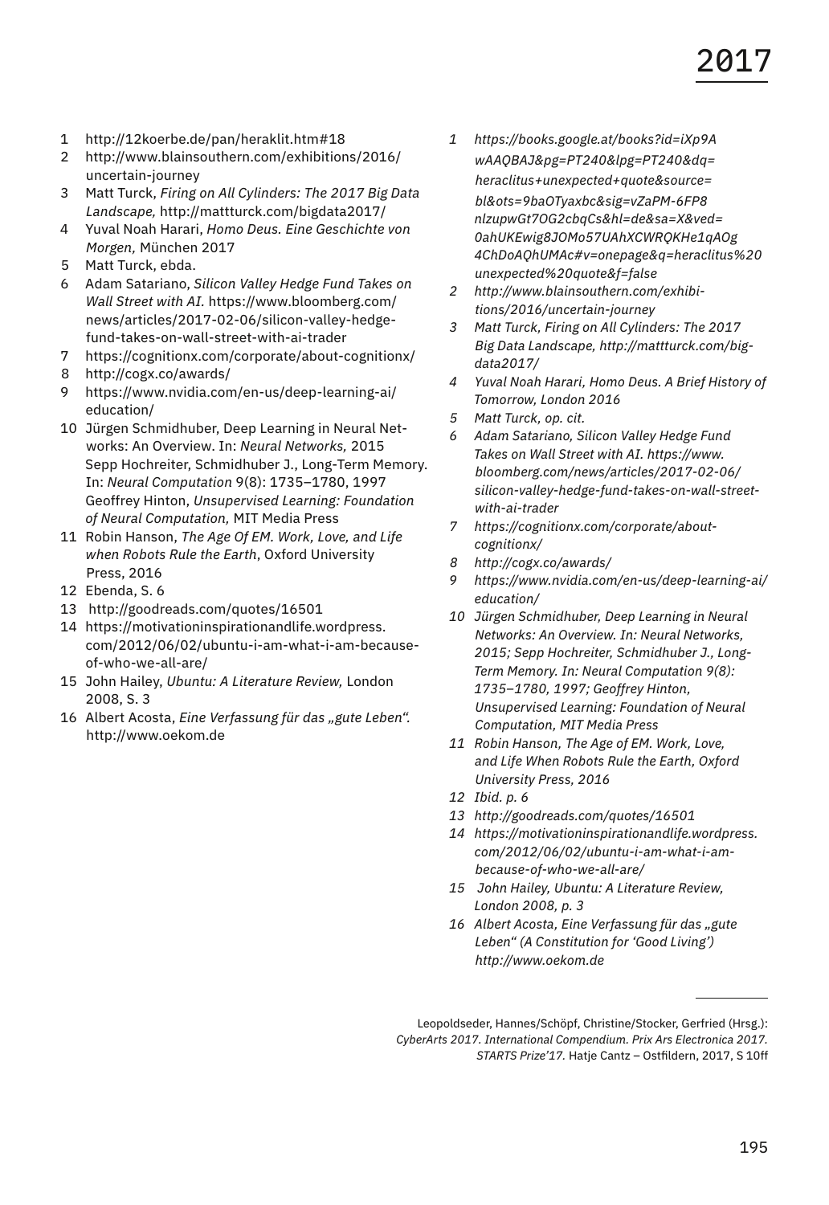1 http://12koerbe.de/pan/heraklit.htm#18
2 http://www.blainsouthern.com/exhibitions/2016/uncertain-journey
3 Matt Turck, *Firing on All Cylinders: The 2017 Big Data Landscape,* http://mattturck.com/bigdata2017/
4 Yuval Noah Harari, *Homo Deus. Eine Geschichte von Morgen,* München 2017
5 Matt Turck, ebda.
6 Adam Satariano, *Silicon Valley Hedge Fund Takes on Wall Street with AI.* https://www.bloomberg.com/news/articles/2017-02-06/silicon-valley-hedge-fund-takes-on-wall-street-with-ai-trader
7 https://cognitionx.com/corporate/about-cognitionx/
8 http://cogx.co/awards/
9 https://www.nvidia.com/en-us/deep-learning-ai/education/
10 Jürgen Schmidhuber, Deep Learning in Neural Networks: An Overview. In: *Neural Networks,* 2015
Sepp Hochreiter, Schmidhuber J., Long-Term Memory. In: *Neural Computation* 9(8): 1735–1780, 1997
Geoffrey Hinton, *Unsupervised Learning: Foundation of Neural Computation,* MIT Media Press
11 Robin Hanson, *The Age Of EM. Work, Love, and Life when Robots Rule the Earth*, Oxford University Press, 2016
12 Ebenda, S. 6
13 http://goodreads.com/quotes/16501
14 https://motivationinspirationandlife.wordpress.com/2012/06/02/ubuntu-i-am-what-i-am-because-of-who-we-all-are/
15 John Hailey, *Ubuntu: A Literature Review,* London 2008, S. 3
16 Albert Acosta, *Eine Verfassung für das „gute Leben".* http://www.oekom.de

*1 https://books.google.at/books?id=iXp9AwAAQBAJ&pg=PT240&lpg=PT240&dq=heraclitus+unexpected+quote&source=bl&ots=9baOTyaxbc&sig=vZaPM-6FP8nlzupwGt7OG2cbqCs&hl=de&sa=X&ved=0ahUKEwig8JOMo57UAhXCWRQKHe1qAOg4ChDoAQhUMAc#v=onepage&q=heraclitus%20unexpected%20quote&f=false*
*2 http://www.blainsouthern.com/exhibitions/2016/uncertain-journey*
*3 Matt Turck, Firing on All Cylinders: The 2017 Big Data Landscape, http://mattturck.com/bigdata2017/*
*4 Yuval Noah Harari, Homo Deus. A Brief History of Tomorrow, London 2016*
*5 Matt Turck, op. cit.*
*6 Adam Satariano, Silicon Valley Hedge Fund Takes on Wall Street with AI. https://www.bloomberg.com/news/articles/2017-02-06/silicon-valley-hedge-fund-takes-on-wall-street-with-ai-trader*
*7 https://cognitionx.com/corporate/about-cognitionx/*
*8 http://cogx.co/awards/*
*9 https://www.nvidia.com/en-us/deep-learning-ai/education/*
*10 Jürgen Schmidhuber, Deep Learning in Neural Networks: An Overview. In: Neural Networks, 2015; Sepp Hochreiter, Schmidhuber J., Long-Term Memory. In: Neural Computation 9(8): 1735–1780, 1997; Geoffrey Hinton, Unsupervised Learning: Foundation of Neural Computation, MIT Media Press*
*11 Robin Hanson, The Age of EM. Work, Love, and Life When Robots Rule the Earth, Oxford University Press, 2016*
*12 Ibid. p. 6*
*13 http://goodreads.com/quotes/16501*
*14 https://motivationinspirationandlife.wordpress.com/2012/06/02/ubuntu-i-am-what-i-am-because-of-who-we-all-are/*
*15 John Hailey, Ubuntu: A Literature Review, London 2008, p. 3*
*16 Albert Acosta, Eine Verfassung für das „gute Leben" (A Constitution for 'Good Living') http://www.oekom.de*

---

Leopoldseder, Hannes/Schöpf, Christine/Stocker, Gerfried (Hrsg.): *CyberArts 2017. International Compendium. Prix Ars Electronica 2017. STARTS Prize'17.* Hatje Cantz – Ostfildern, 2017, S 10ff